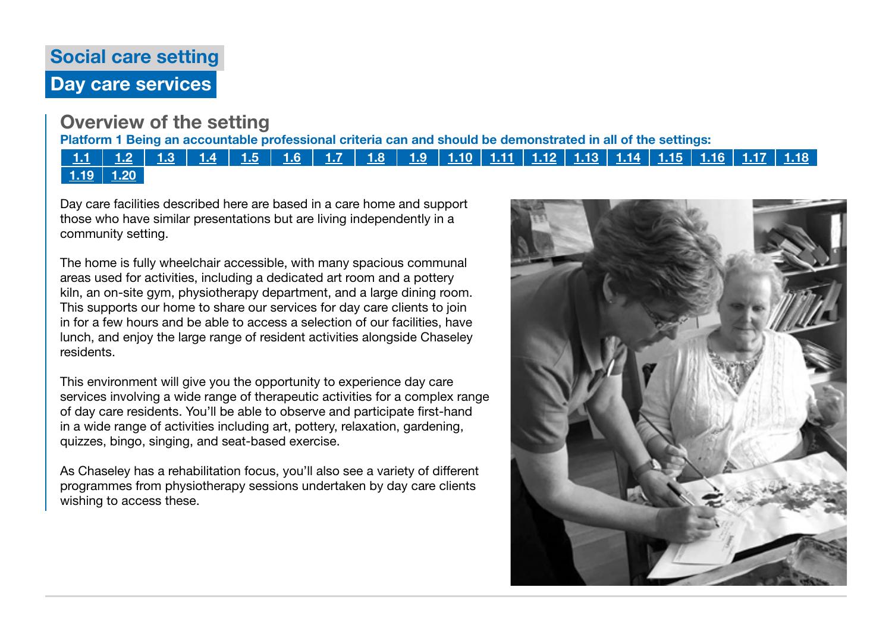# Social care setting

## Day care services

### Overview of the setting

**Platform 1 Being an accountable professional criteria can and should be demonstrated in all of the settings:**

| 1.1 | 1.2 | 1.3 | 1.4 | 1.5 | 1.6 | 1.7 | 1.8 | 1.9 | 1.10 | 1.11 | 1.12 | 1.13 | 1.14 | 1.15 | 1.16 | 1.17 | 1.18 |
|---|---|---|---|---|---|---|---|---|---|---|---|---|---|---|---|---|---|
| 1.19 | 1.20 | | | | | | | | | | | | | | | | |

Day care facilities described here are based in a care home and support those who have similar presentations but are living independently in a community setting.

The home is fully wheelchair accessible, with many spacious communal areas used for activities, including a dedicated art room and a pottery kiln, an on-site gym, physiotherapy department, and a large dining room. This supports our home to share our services for day care clients to join in for a few hours and be able to access a selection of our facilities, have lunch, and enjoy the large range of resident activities alongside Chaseley residents.

This environment will give you the opportunity to experience day care services involving a wide range of therapeutic activities for a complex range of day care residents. You'll be able to observe and participate first-hand in a wide range of activities including art, pottery, relaxation, gardening, quizzes, bingo, singing, and seat-based exercise.

As Chaseley has a rehabilitation focus, you'll also see a variety of different programmes from physiotherapy sessions undertaken by day care clients wishing to access these.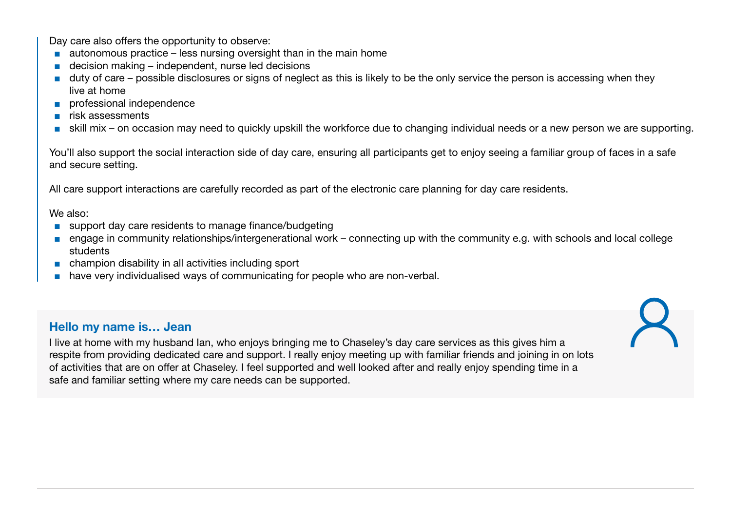Day care also offers the opportunity to observe:

- autonomous practice – less nursing oversight than in the main home
- decision making – independent, nurse led decisions
- duty of care – possible disclosures or signs of neglect as this is likely to be the only service the person is accessing when they live at home
- professional independence
- risk assessments
- skill mix – on occasion may need to quickly upskill the workforce due to changing individual needs or a new person we are supporting.

You'll also support the social interaction side of day care, ensuring all participants get to enjoy seeing a familiar group of faces in a safe and secure setting.

All care support interactions are carefully recorded as part of the electronic care planning for day care residents.

We also:

- support day care residents to manage finance/budgeting
- engage in community relationships/intergenerational work – connecting up with the community e.g. with schools and local college students
- champion disability in all activities including sport
- have very individualised ways of communicating for people who are non-verbal.

### Hello my name is… Jean

I live at home with my husband Ian, who enjoys bringing me to Chaseley's day care services as this gives him a respite from providing dedicated care and support. I really enjoy meeting up with familiar friends and joining in on lots of activities that are on offer at Chaseley. I feel supported and well looked after and really enjoy spending time in a safe and familiar setting where my care needs can be supported.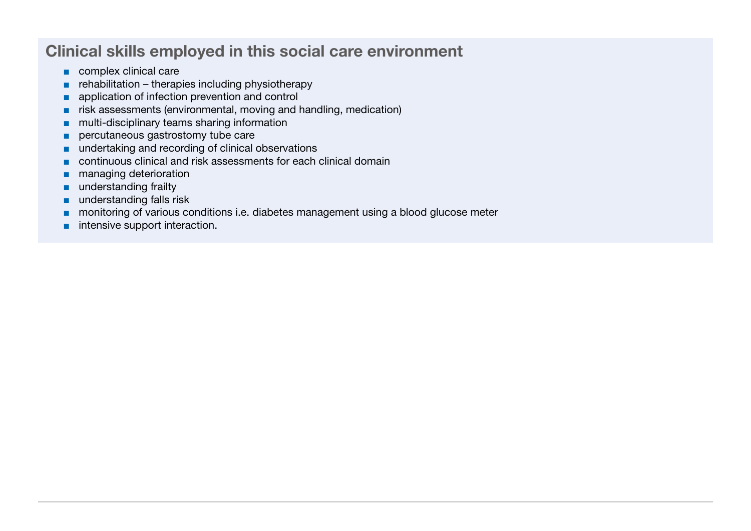## Clinical skills employed in this social care environment

- complex clinical care
- rehabilitation – therapies including physiotherapy
- application of infection prevention and control
- risk assessments (environmental, moving and handling, medication)
- multi-disciplinary teams sharing information
- percutaneous gastrostomy tube care
- undertaking and recording of clinical observations
- continuous clinical and risk assessments for each clinical domain
- managing deterioration
- understanding frailty
- understanding falls risk
- monitoring of various conditions i.e. diabetes management using a blood glucose meter
- intensive support interaction.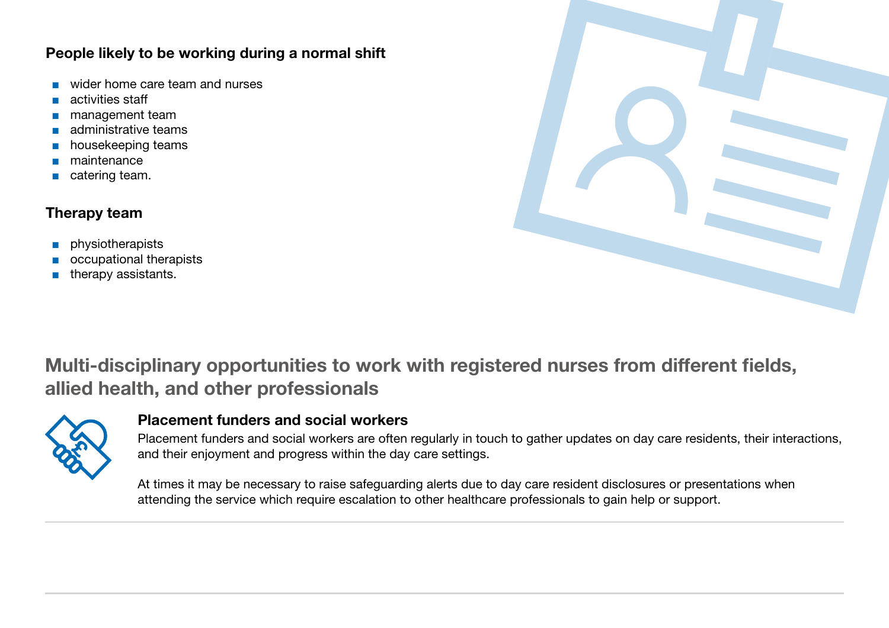### People likely to be working during a normal shift

- wider home care team and nurses
- activities staff
- management team
- administrative teams
- housekeeping teams
- maintenance
- catering team.

### Therapy team

- physiotherapists
- occupational therapists
- therapy assistants.

## Multi-disciplinary opportunities to work with registered nurses from different fields, allied health, and other professionals

### Placement funders and social workers

Placement funders and social workers are often regularly in touch to gather updates on day care residents, their interactions, and their enjoyment and progress within the day care settings.

At times it may be necessary to raise safeguarding alerts due to day care resident disclosures or presentations when attending the service which require escalation to other healthcare professionals to gain help or support.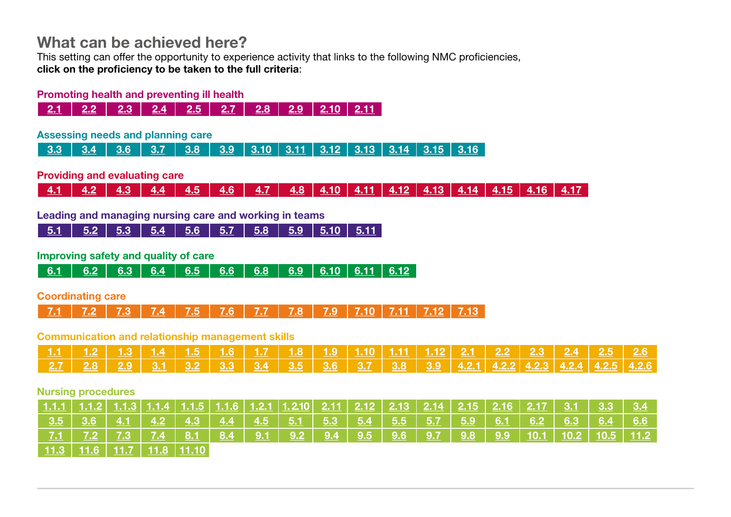## What can be achieved here?

This setting can offer the opportunity to experience activity that links to the following NMC proficiencies, **click on the proficiency to be taken to the full criteria**:

### Promoting health and preventing ill health

| | | | | | | | | | |
|---|---|---|---|---|---|---|---|---|---|
| 2.1 | 2.2 | 2.3 | 2.4 | 2.5 | 2.7 | 2.8 | 2.9 | 2.10 | 2.11 |

### Assessing needs and planning care

| | | | | | | | | | | | | |
|---|---|---|---|---|---|---|---|---|---|---|---|---|
| 3.3 | 3.4 | 3.6 | 3.7 | 3.8 | 3.9 | 3.10 | 3.11 | 3.12 | 3.13 | 3.14 | 3.15 | 3.16 |

### Providing and evaluating care

| | | | | | | | | | | | | | | | |
|---|---|---|---|---|---|---|---|---|---|---|---|---|---|---|---|
| 4.1 | 4.2 | 4.3 | 4.4 | 4.5 | 4.6 | 4.7 | 4.8 | 4.10 | 4.11 | 4.12 | 4.13 | 4.14 | 4.15 | 4.16 | 4.17 |

### Leading and managing nursing care and working in teams

| | | | | | | | | | |
|---|---|---|---|---|---|---|---|---|---|
| 5.1 | 5.2 | 5.3 | 5.4 | 5.6 | 5.7 | 5.8 | 5.9 | 5.10 | 5.11 |

### Improving safety and quality of care

| | | | | | | | | | | |
|---|---|---|---|---|---|---|---|---|---|---|
| 6.1 | 6.2 | 6.3 | 6.4 | 6.5 | 6.6 | 6.8 | 6.9 | 6.10 | 6.11 | 6.12 |

### Coordinating care

| | | | | | | | | | | | | |
|---|---|---|---|---|---|---|---|---|---|---|---|---|
| 7.1 | 7.2 | 7.3 | 7.4 | 7.5 | 7.6 | 7.7 | 7.8 | 7.9 | 7.10 | 7.11 | 7.12 | 7.13 |

### Communication and relationship management skills

| | | | | | | | | | | | | | | | | | |
|---|---|---|---|---|---|---|---|---|---|---|---|---|---|---|---|---|---|
| 1.1 | 1.2 | 1.3 | 1.4 | 1.5 | 1.6 | 1.7 | 1.8 | 1.9 | 1.10 | 1.11 | 1.12 | 2.1 | 2.2 | 2.3 | 2.4 | 2.5 | 2.6 |
| 2.7 | 2.8 | 2.9 | 3.1 | 3.2 | 3.3 | 3.4 | 3.5 | 3.6 | 3.7 | 3.8 | 3.9 | 4.2.1 | 4.2.2 | 4.2.3 | 4.2.4 | 4.2.5 | 4.2.6 |

### Nursing procedures

| | | | | | | | | | | | | | | | | | |
|---|---|---|---|---|---|---|---|---|---|---|---|---|---|---|---|---|---|
| 1.1.1 | 1.1.2 | 1.1.3 | 1.1.4 | 1.1.5 | 1.1.6 | 1.2.1 | 1.2.10 | 2.11 | 2.12 | 2.13 | 2.14 | 2.15 | 2.16 | 2.17 | 3.1 | 3.3 | 3.4 |
| 3.5 | 3.6 | 4.1 | 4.2 | 4.3 | 4.4 | 4.5 | 5.1 | 5.3 | 5.4 | 5.5 | 5.7 | 5.9 | 6.1 | 6.2 | 6.3 | 6.4 | 6.6 |
| 7.1 | 7.2 | 7.3 | 7.4 | 8.1 | 8.4 | 9.1 | 9.2 | 9.4 | 9.5 | 9.6 | 9.7 | 9.8 | 9.9 | 10.1 | 10.2 | 10.5 | 11.2 |
| 11.3 | 11.6 | 11.7 | 11.8 | 11.10 | | | | | | | | | | | | | |